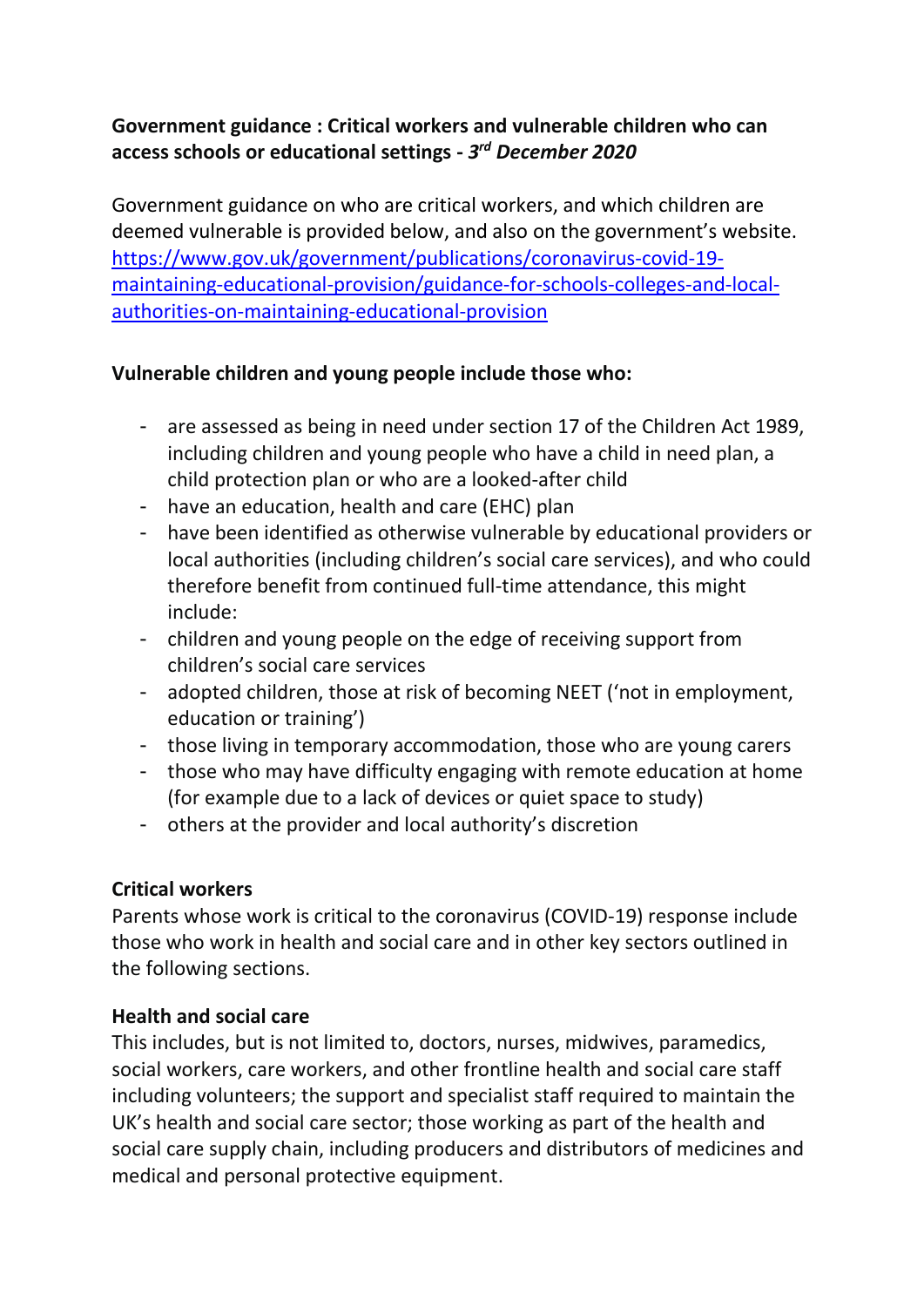**Government guidance : Critical workers and vulnerable children who can access schools or educational settings -** ***3rd December 2020***

Government guidance on who are critical workers, and which children are deemed vulnerable is provided below, and also on the government's website. [https://www.gov.uk/government/publications/coronavirus-covid-19-maintaining-educational-provision/guidance-for-schools-colleges-and-local-authorities-on-maintaining-educational-provision](https://www.gov.uk/government/publications/coronavirus-covid-19-maintaining-educational-provision/guidance-for-schools-colleges-and-local-authorities-on-maintaining-educational-provision)

**Vulnerable children and young people include those who:**

- are assessed as being in need under section 17 of the Children Act 1989, including children and young people who have a child in need plan, a child protection plan or who are a looked-after child
- have an education, health and care (EHC) plan
- have been identified as otherwise vulnerable by educational providers or local authorities (including children's social care services), and who could therefore benefit from continued full-time attendance, this might include:
- children and young people on the edge of receiving support from children's social care services
- adopted children, those at risk of becoming NEET ('not in employment, education or training')
- those living in temporary accommodation, those who are young carers
- those who may have difficulty engaging with remote education at home (for example due to a lack of devices or quiet space to study)
- others at the provider and local authority's discretion

**Critical workers**

Parents whose work is critical to the coronavirus (COVID-19) response include those who work in health and social care and in other key sectors outlined in the following sections.

**Health and social care**

This includes, but is not limited to, doctors, nurses, midwives, paramedics, social workers, care workers, and other frontline health and social care staff including volunteers; the support and specialist staff required to maintain the UK's health and social care sector; those working as part of the health and social care supply chain, including producers and distributors of medicines and medical and personal protective equipment.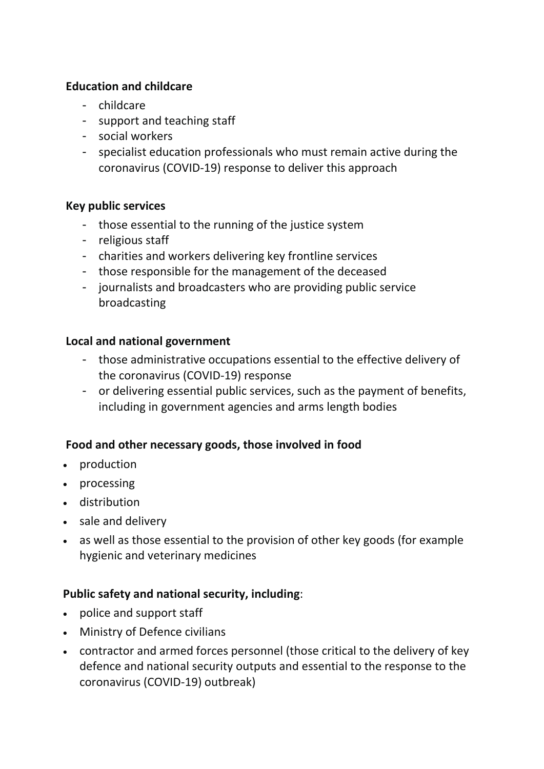**Education and childcare**

- childcare
- support and teaching staff
- social workers
- specialist education professionals who must remain active during the coronavirus (COVID-19) response to deliver this approach

**Key public services**

- those essential to the running of the justice system
- religious staff
- charities and workers delivering key frontline services
- those responsible for the management of the deceased
- journalists and broadcasters who are providing public service broadcasting

**Local and national government**

- those administrative occupations essential to the effective delivery of the coronavirus (COVID-19) response
- or delivering essential public services, such as the payment of benefits, including in government agencies and arms length bodies

**Food and other necessary goods, those involved in food**

- production
- processing
- distribution
- sale and delivery
- as well as those essential to the provision of other key goods (for example hygienic and veterinary medicines

**Public safety and national security, including**:

- police and support staff
- Ministry of Defence civilians
- contractor and armed forces personnel (those critical to the delivery of key defence and national security outputs and essential to the response to the coronavirus (COVID-19) outbreak)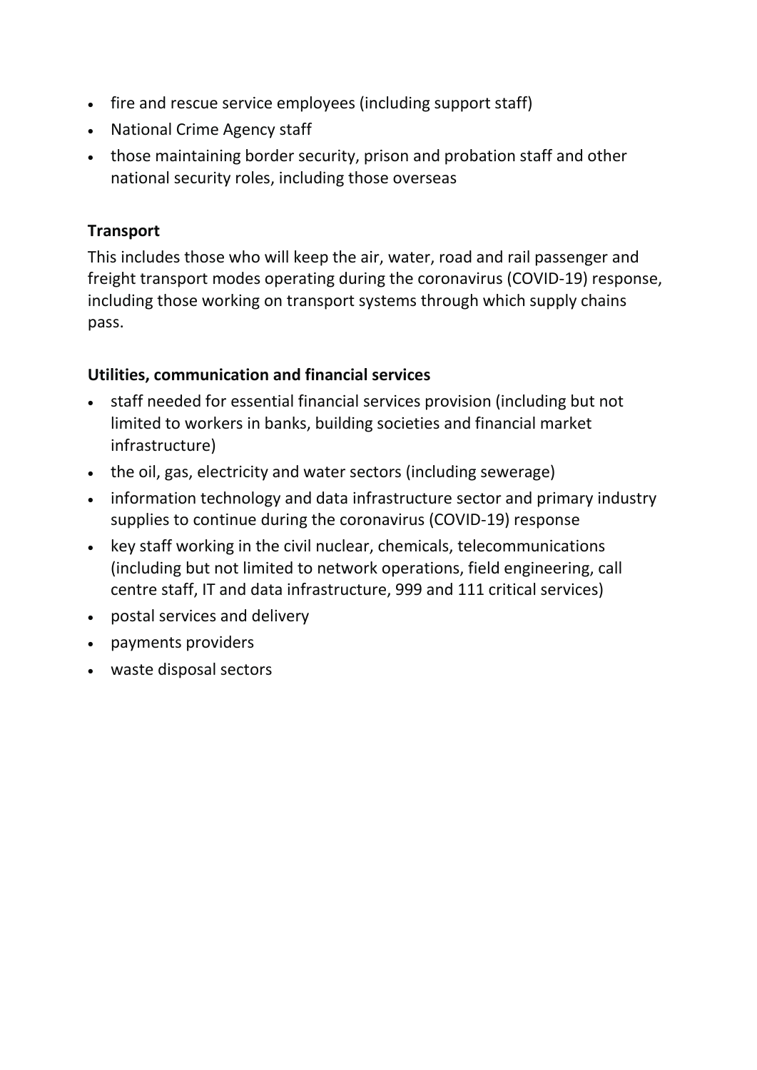- fire and rescue service employees (including support staff)
- National Crime Agency staff
- those maintaining border security, prison and probation staff and other national security roles, including those overseas

**Transport**

This includes those who will keep the air, water, road and rail passenger and freight transport modes operating during the coronavirus (COVID-19) response, including those working on transport systems through which supply chains pass.

**Utilities, communication and financial services**

- staff needed for essential financial services provision (including but not limited to workers in banks, building societies and financial market infrastructure)
- the oil, gas, electricity and water sectors (including sewerage)
- information technology and data infrastructure sector and primary industry supplies to continue during the coronavirus (COVID-19) response
- key staff working in the civil nuclear, chemicals, telecommunications (including but not limited to network operations, field engineering, call centre staff, IT and data infrastructure, 999 and 111 critical services)
- postal services and delivery
- payments providers
- waste disposal sectors